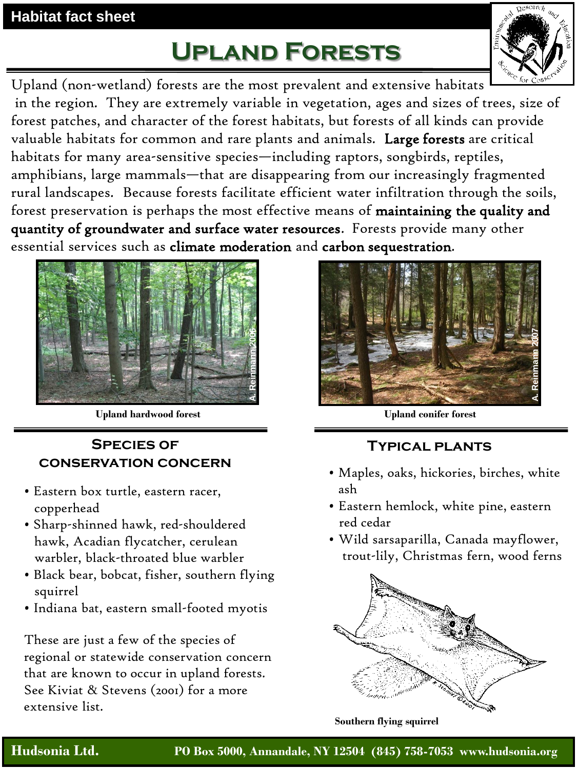Habitat fact sheet

# Upland Forests

Upland (non-wetland) forests are the most prevalent and extensive habitats in the region. They are extremely variable in vegetation, ages and sizes of trees, size of forest patches, and character of the forest habitats, but forests of all kinds can provide valuable habitats for common and rare plants and animals. **Large forests** are critical habitats for many area-sensitive species—including raptors, songbirds, reptiles, amphibians, large mammals—that are disappearing from our increasingly fragmented rural landscapes. Because forests facilitate efficient water infiltration through the soils, forest preservation is perhaps the most effective means of **maintaining the quality and quantity of groundwater and surface water resources**. Forests provide many other essential services such as **climate moderation** and **carbon sequestration**.

**Upland hardwood forest**

**Upland conifer forest**

## Species of conservation concern

- Eastern box turtle, eastern racer, copperhead
- Sharp-shinned hawk, red-shouldered hawk, Acadian flycatcher, cerulean warbler, black-throated blue warbler
- Black bear, bobcat, fisher, southern flying squirrel
- Indiana bat, eastern small-footed myotis

These are just a few of the species of regional or statewide conservation concern that are known to occur in upland forests. See Kiviat & Stevens (2001) for a more extensive list.

## Typical plants

- Maples, oaks, hickories, birches, white ash
- Eastern hemlock, white pine, eastern red cedar
- Wild sarsaparilla, Canada mayflower, trout-lily, Christmas fern, wood ferns

**Southern flying squirrel**

**Hudsonia Ltd.** PO Box 5000, Annandale, NY 12504 (845) 758-7053 www.hudsonia.org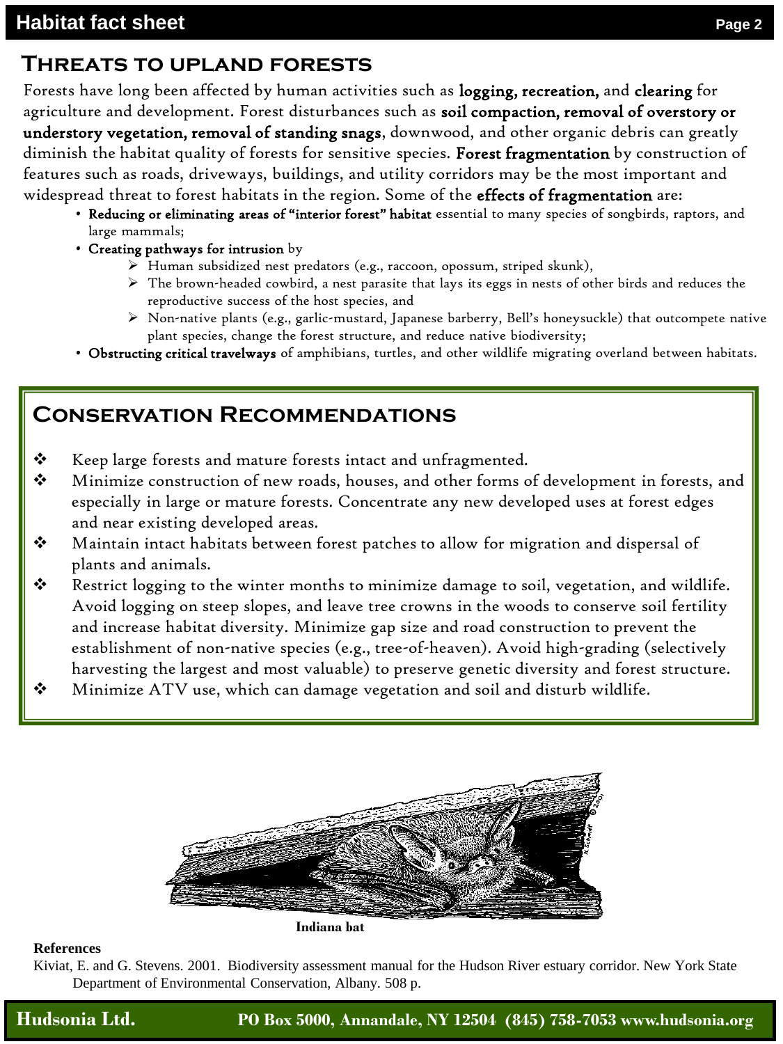## Threats to upland forests

Forests have long been affected by human activities such as **logging, recreation,** and **clearing** for agriculture and development. Forest disturbances such as **soil compaction, removal of overstory or understory vegetation, removal of standing snags**, downwood, and other organic debris can greatly diminish the habitat quality of forests for sensitive species. **Forest fragmentation** by construction of features such as roads, driveways, buildings, and utility corridors may be the most important and widespread threat to forest habitats in the region. Some of the **effects of fragmentation** are:

- **Reducing or eliminating areas of "interior forest" habitat** essential to many species of songbirds, raptors, and large mammals;
- **Creating pathways for intrusion** by
  - Human subsidized nest predators (e.g., raccoon, opossum, striped skunk),
  - The brown-headed cowbird, a nest parasite that lays its eggs in nests of other birds and reduces the reproductive success of the host species, and
  - Non-native plants (e.g., garlic-mustard, Japanese barberry, Bell's honeysuckle) that outcompete native plant species, change the forest structure, and reduce native biodiversity;
- **Obstructing critical travelways** of amphibians, turtles, and other wildlife migrating overland between habitats.

## Conservation Recommendations

- Keep large forests and mature forests intact and unfragmented.
- Minimize construction of new roads, houses, and other forms of development in forests, and especially in large or mature forests. Concentrate any new developed uses at forest edges and near existing developed areas.
- Maintain intact habitats between forest patches to allow for migration and dispersal of plants and animals.
- Restrict logging to the winter months to minimize damage to soil, vegetation, and wildlife. Avoid logging on steep slopes, and leave tree crowns in the woods to conserve soil fertility and increase habitat diversity. Minimize gap size and road construction to prevent the establishment of non-native species (e.g., tree-of-heaven). Avoid high-grading (selectively harvesting the largest and most valuable) to preserve genetic diversity and forest structure.
- Minimize ATV use, which can damage vegetation and soil and disturb wildlife.

**Indiana bat**

**References**

Kiviat, E. and G. Stevens. 2001. Biodiversity assessment manual for the Hudson River estuary corridor. New York State Department of Environmental Conservation, Albany. 508 p.

**Hudsonia Ltd.** **PO Box 5000, Annandale, NY 12504 (845) 758-7053 www.hudsonia.org**